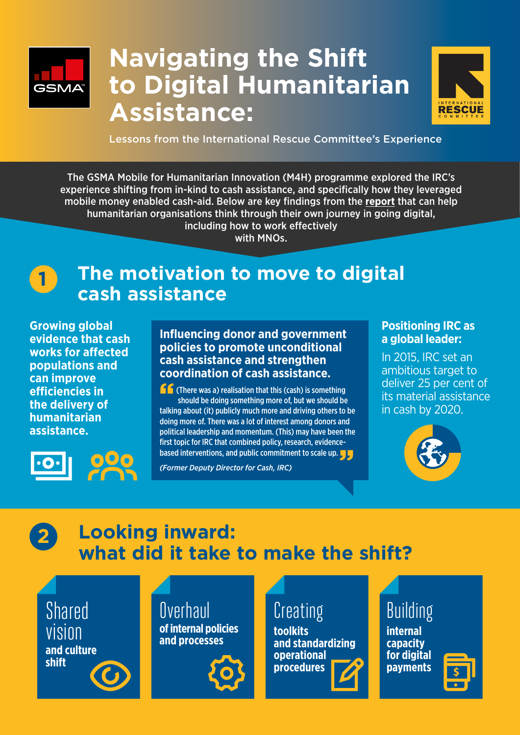# Navigating the Shift to Digital Humanitarian Assistance:

Lessons from the International Rescue Committee's Experience

The GSMA Mobile for Humanitarian Innovation (M4H) programme explored the IRC's experience shifting from in-kind to cash assistance, and specifically how they leveraged mobile money enabled cash-aid. Below are key findings from the **report** that can help humanitarian organisations think through their own journey in going digital, including how to work effectively with MNOs.

## 1 The motivation to move to digital cash assistance

**Growing global evidence that cash works for affected populations and can improve efficiencies in the delivery of humanitarian assistance.**

**Influencing donor and government policies to promote unconditional cash assistance and strengthen coordination of cash assistance.**

"(There was a) realisation that this (cash) is something should be doing something more of, but we should be talking about (it) publicly much more and driving others to be doing more of. There was a lot of interest among donors and political leadership and momentum. (This) may have been the first topic for IRC that combined policy, research, evidence-based interventions, and public commitment to scale up."

*(Former Deputy Director for Cash, IRC)*

**Positioning IRC as a global leader:**

In 2015, IRC set an ambitious target to deliver 25 per cent of its material assistance in cash by 2020.

## 2 Looking inward: what did it take to make the shift?

- Shared vision **and culture shift**
- Overhaul **of internal policies and processes**
- Creating **toolkits and standardizing operational procedures**
- Building **internal capacity for digital payments**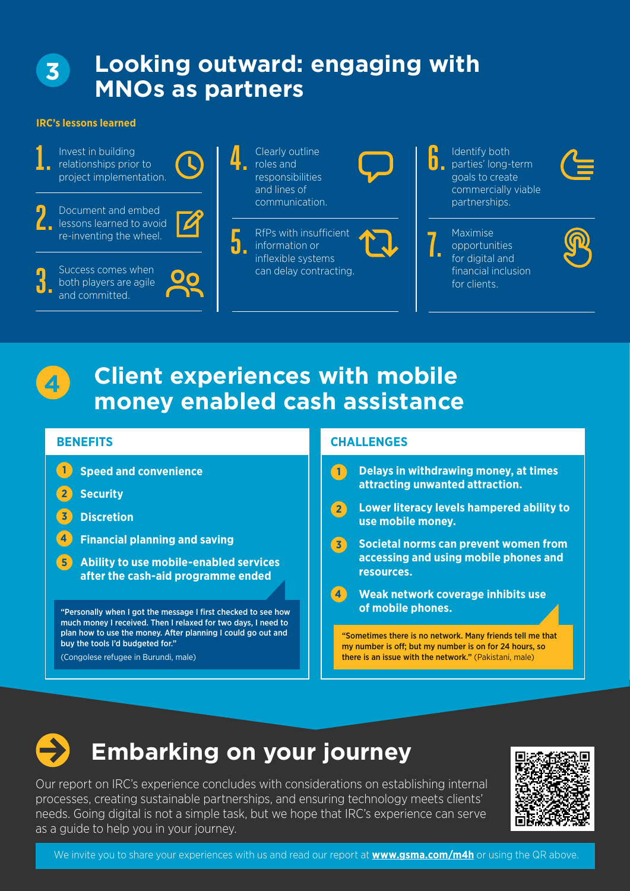## 3 Looking outward: engaging with MNOs as partners

**IRC's lessons learned**

1. Invest in building relationships prior to project implementation.
2. Document and embed lessons learned to avoid re-inventing the wheel.
3. Success comes when both players are agile and committed.
4. Clearly outline roles and responsibilities and lines of communication.
5. RfPs with insufficient information or inflexible systems can delay contracting.
6. Identify both parties' long-term goals to create commercially viable partnerships.
7. Maximise opportunities for digital and financial inclusion for clients.

## 4 Client experiences with mobile money enabled cash assistance

### BENEFITS

1. **Speed and convenience**
2. **Security**
3. **Discretion**
4. **Financial planning and saving**
5. **Ability to use mobile-enabled services after the cash-aid programme ended**

**"Personally when I got the message I first checked to see how much money I received. Then I relaxed for two days, I need to plan how to use the money. After planning I could go out and buy the tools I'd budgeted for."**
(Congolese refugee in Burundi, male)

### CHALLENGES

1. **Delays in withdrawing money, at times attracting unwanted attraction.**
2. **Lower literacy levels hampered ability to use mobile money.**
3. **Societal norms can prevent women from accessing and using mobile phones and resources.**
4. **Weak network coverage inhibits use of mobile phones.**

**"Sometimes there is no network. Many friends tell me that my number is off; but my number is on for 24 hours, so there is an issue with the network."** (Pakistani, male)

## Embarking on your journey

Our report on IRC's experience concludes with considerations on establishing internal processes, creating sustainable partnerships, and ensuring technology meets clients' needs. Going digital is not a simple task, but we hope that IRC's experience can serve as a guide to help you in your journey.

We invite you to share your experiences with us and read our report at **www.gsma.com/m4h** or using the QR above.